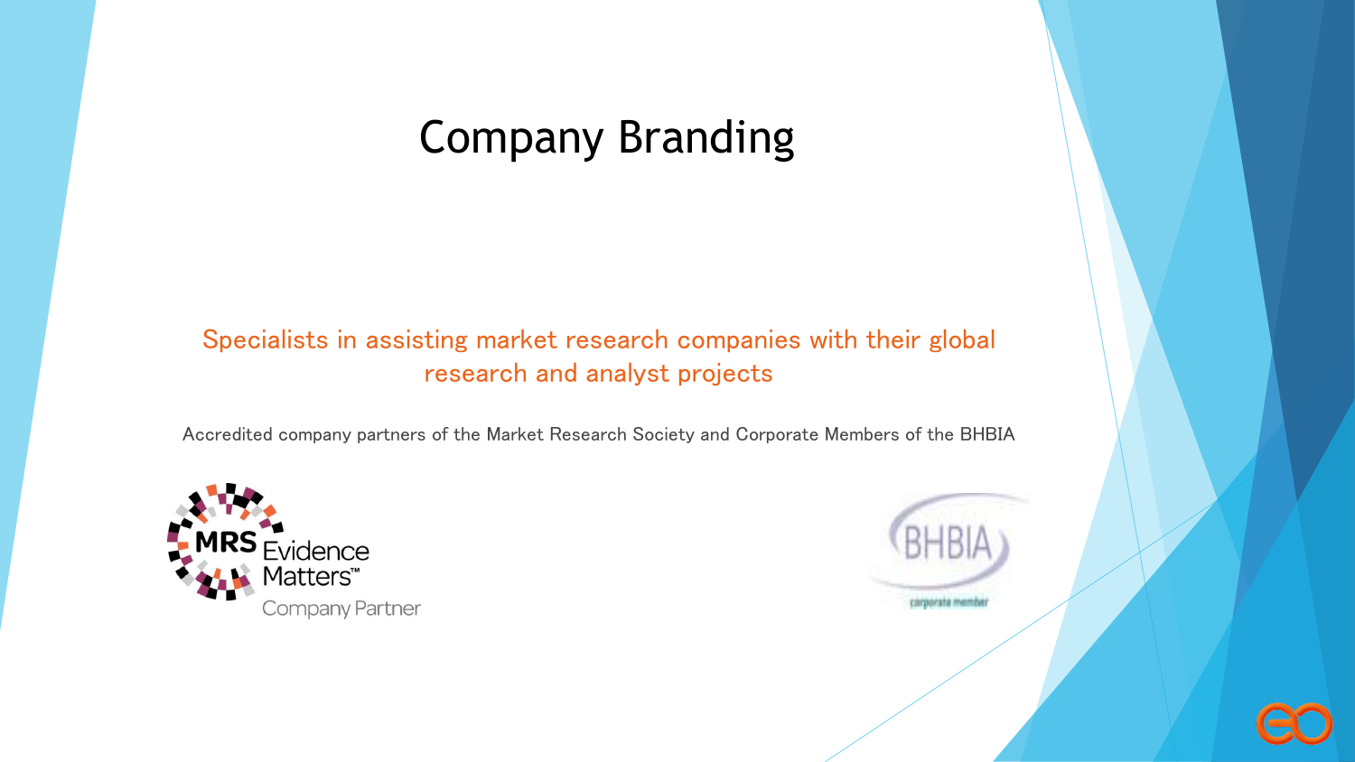# Company Branding

Specialists in assisting market research companies with their global research and analyst projects

Accredited company partners of the Market Research Society and Corporate Members of the BHBIA

MRS Evidence Matters™ Company Partner

BHBIA corporate member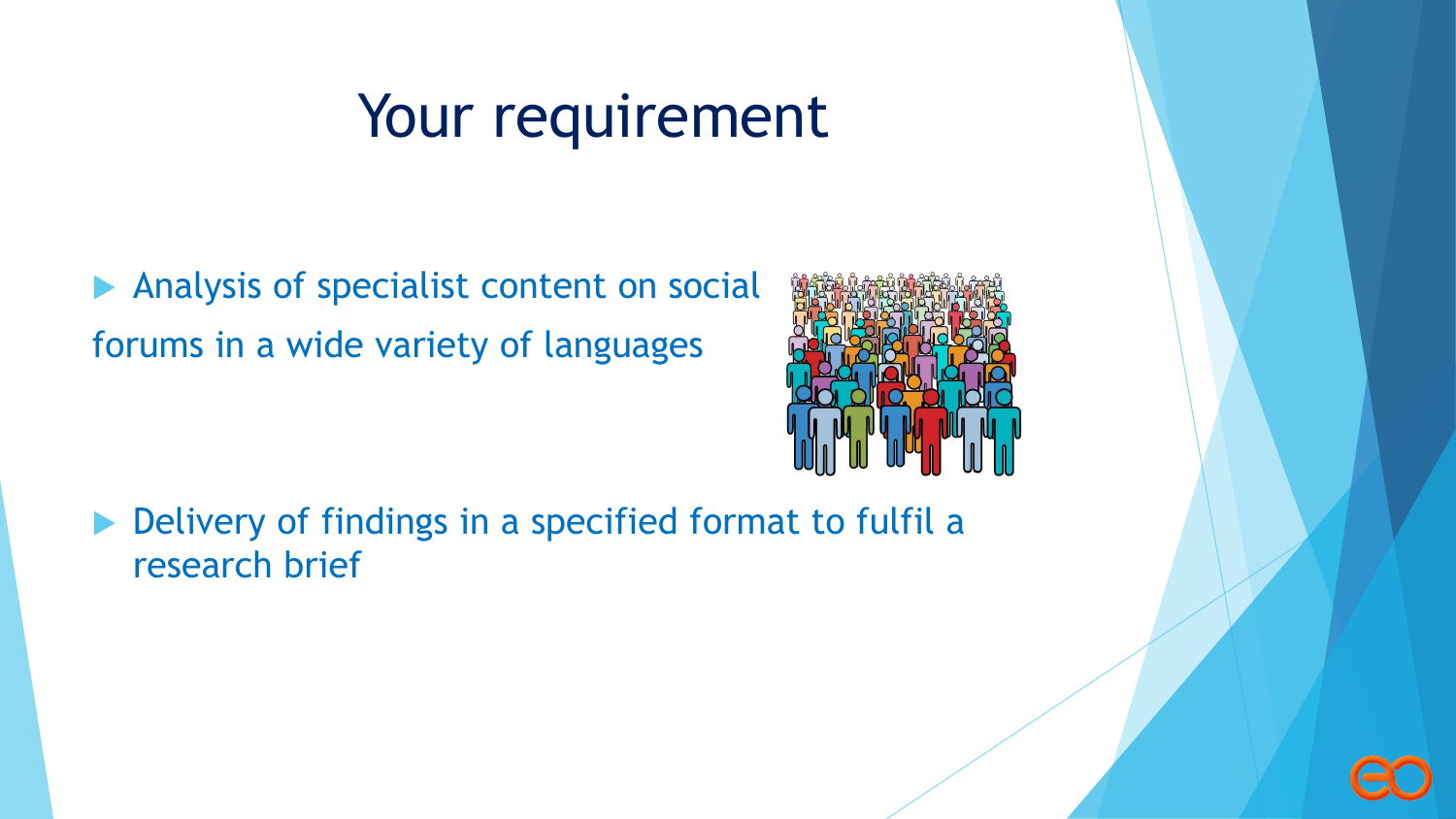# Your requirement

- Analysis of specialist content on social forums in a wide variety of languages

- Delivery of findings in a specified format to fulfil a research brief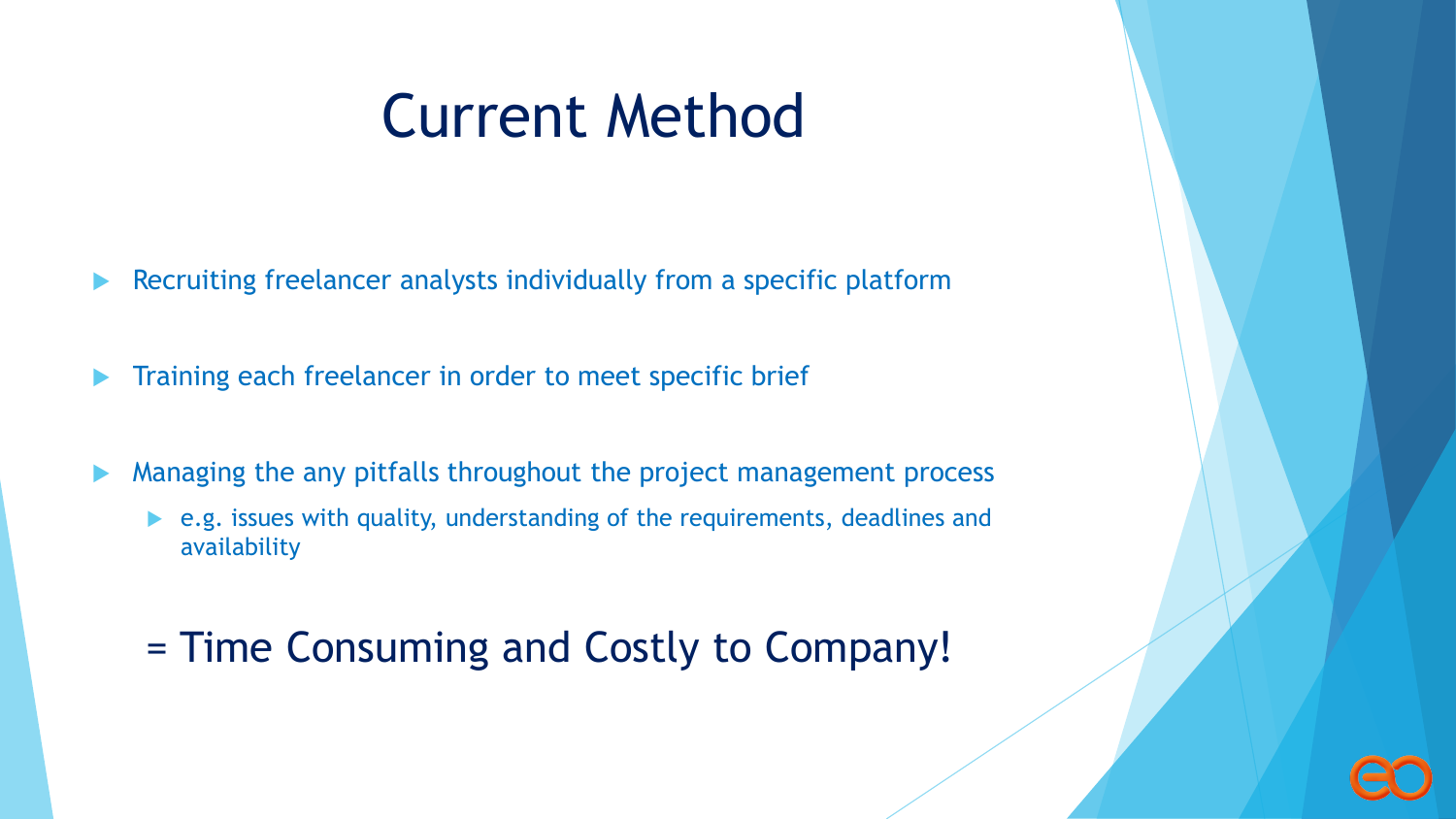# Current Method

- Recruiting freelancer analysts individually from a specific platform
- Training each freelancer in order to meet specific brief
- Managing the any pitfalls throughout the project management process
  - e.g. issues with quality, understanding of the requirements, deadlines and availability

= Time Consuming and Costly to Company!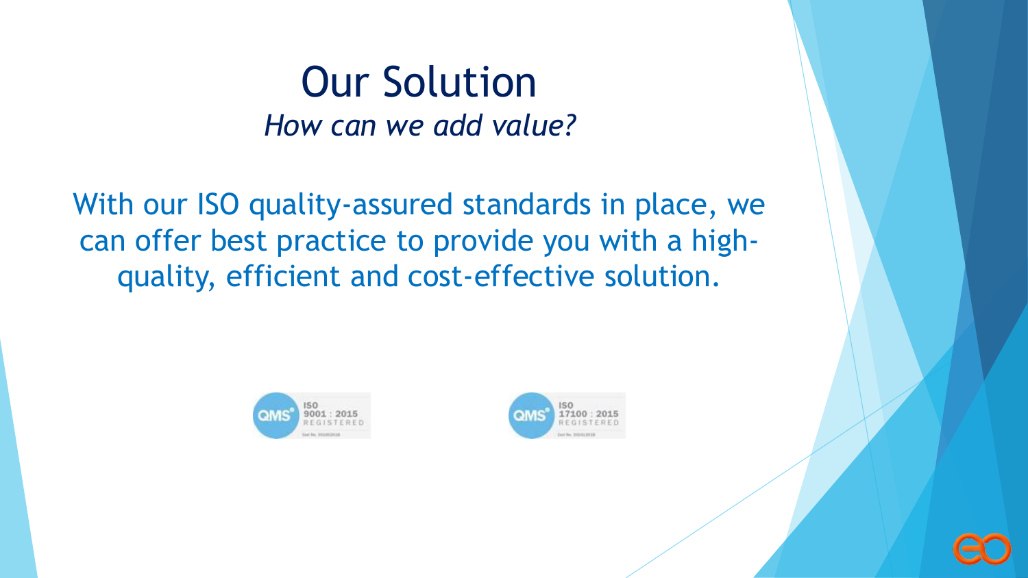# Our Solution

*How can we add value?*

With our ISO quality-assured standards in place, we can offer best practice to provide you with a high-quality, efficient and cost-effective solution.

QMS ISO 9001 : 2015 REGISTERED

QMS ISO 17100 : 2015 REGISTERED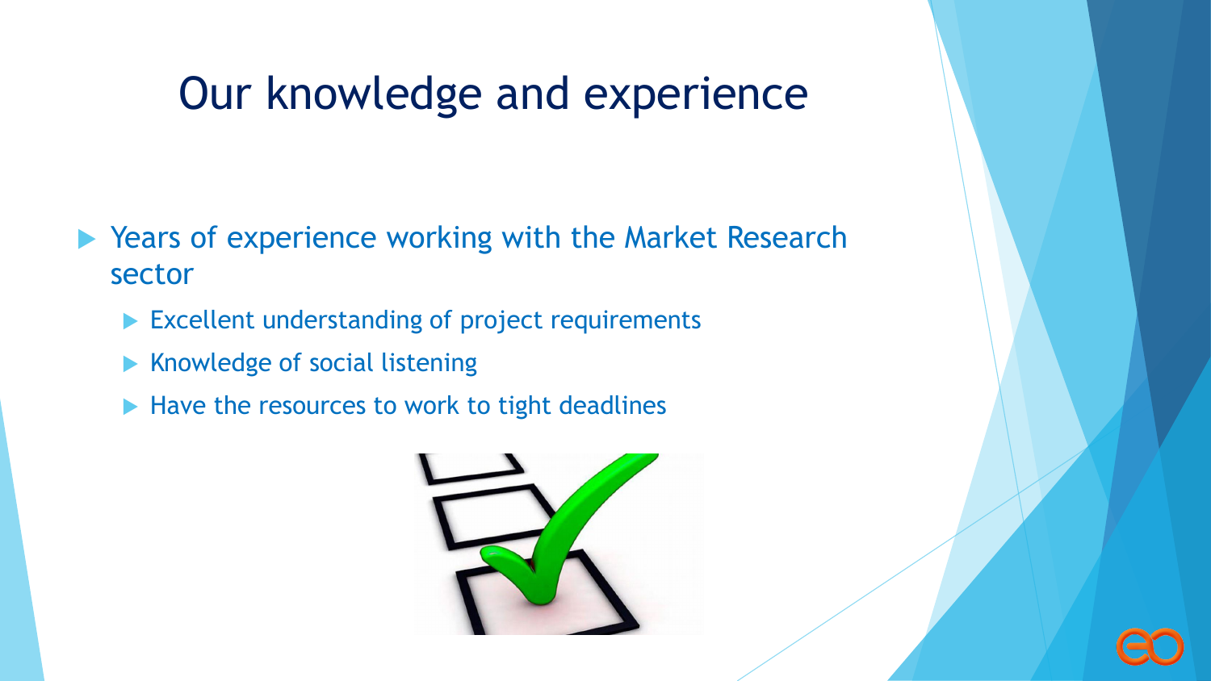# Our knowledge and experience

- Years of experience working with the Market Research sector
  - Excellent understanding of project requirements
  - Knowledge of social listening
  - Have the resources to work to tight deadlines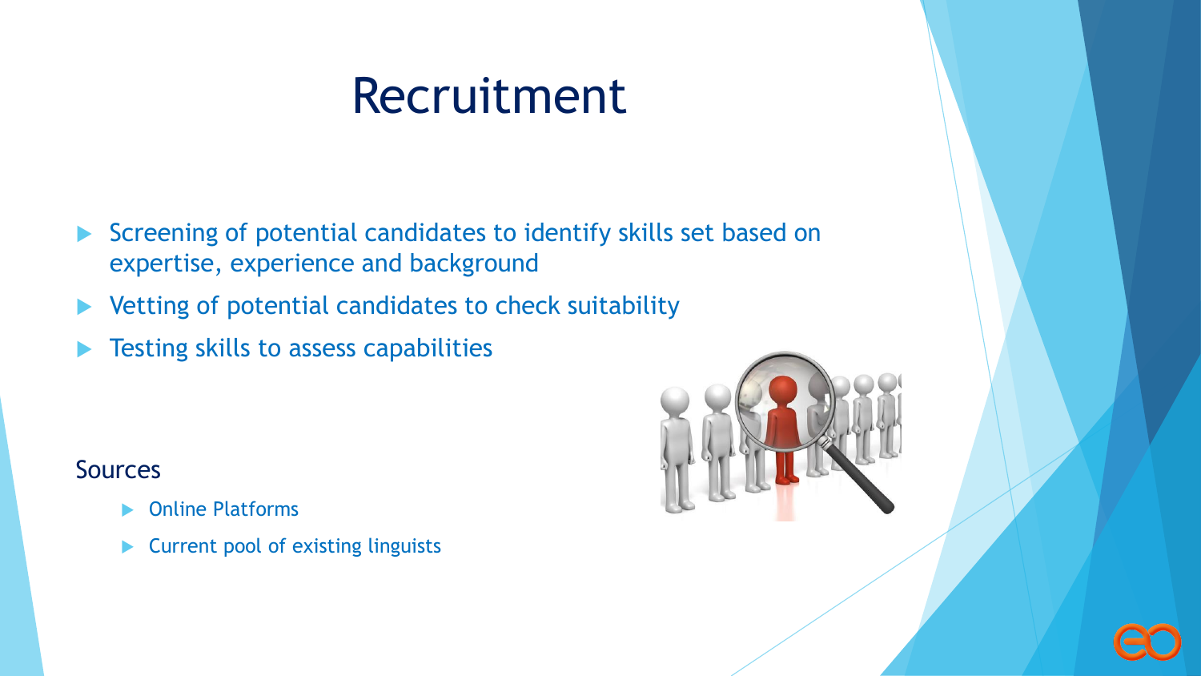# Recruitment

- Screening of potential candidates to identify skills set based on expertise, experience and background
- Vetting of potential candidates to check suitability
- Testing skills to assess capabilities

Sources

- Online Platforms
- Current pool of existing linguists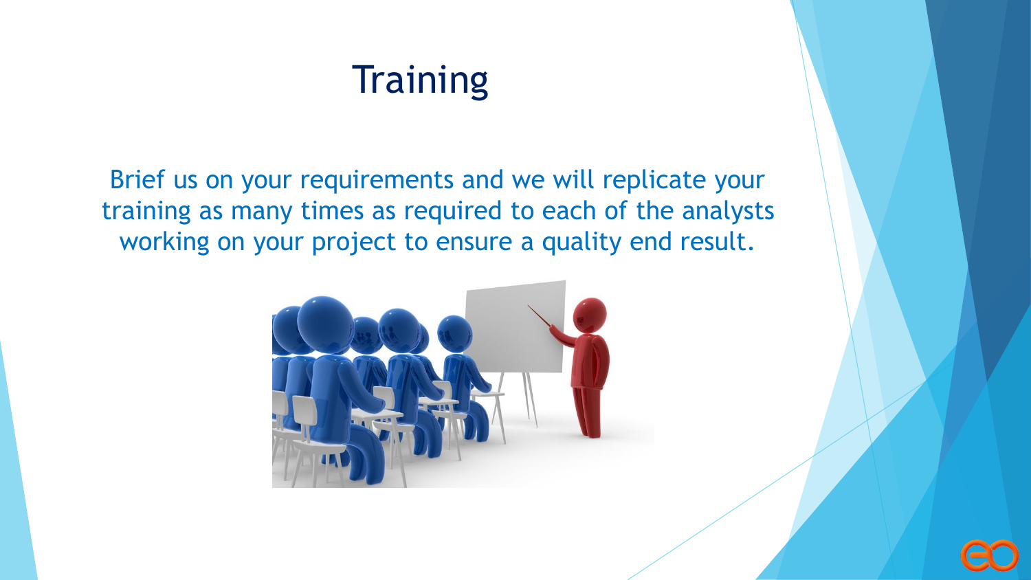# Training

Brief us on your requirements and we will replicate your training as many times as required to each of the analysts working on your project to ensure a quality end result.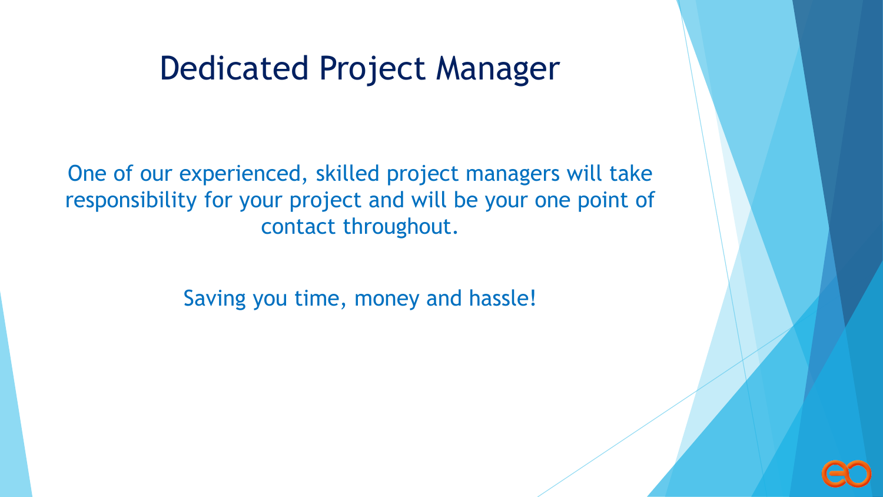# Dedicated Project Manager

One of our experienced, skilled project managers will take responsibility for your project and will be your one point of contact throughout.

Saving you time, money and hassle!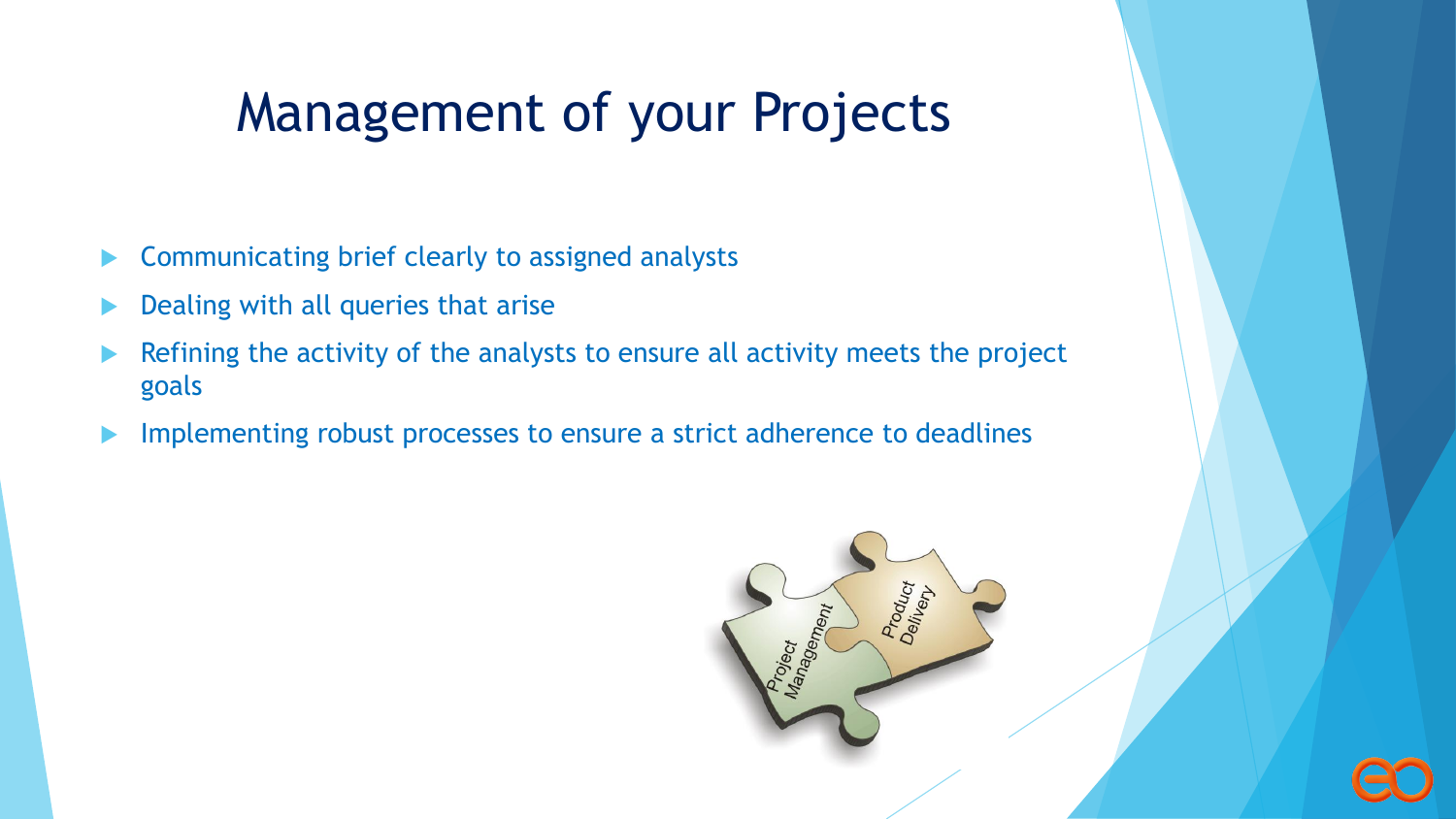# Management of your Projects

- Communicating brief clearly to assigned analysts
- Dealing with all queries that arise
- Refining the activity of the analysts to ensure all activity meets the project goals
- Implementing robust processes to ensure a strict adherence to deadlines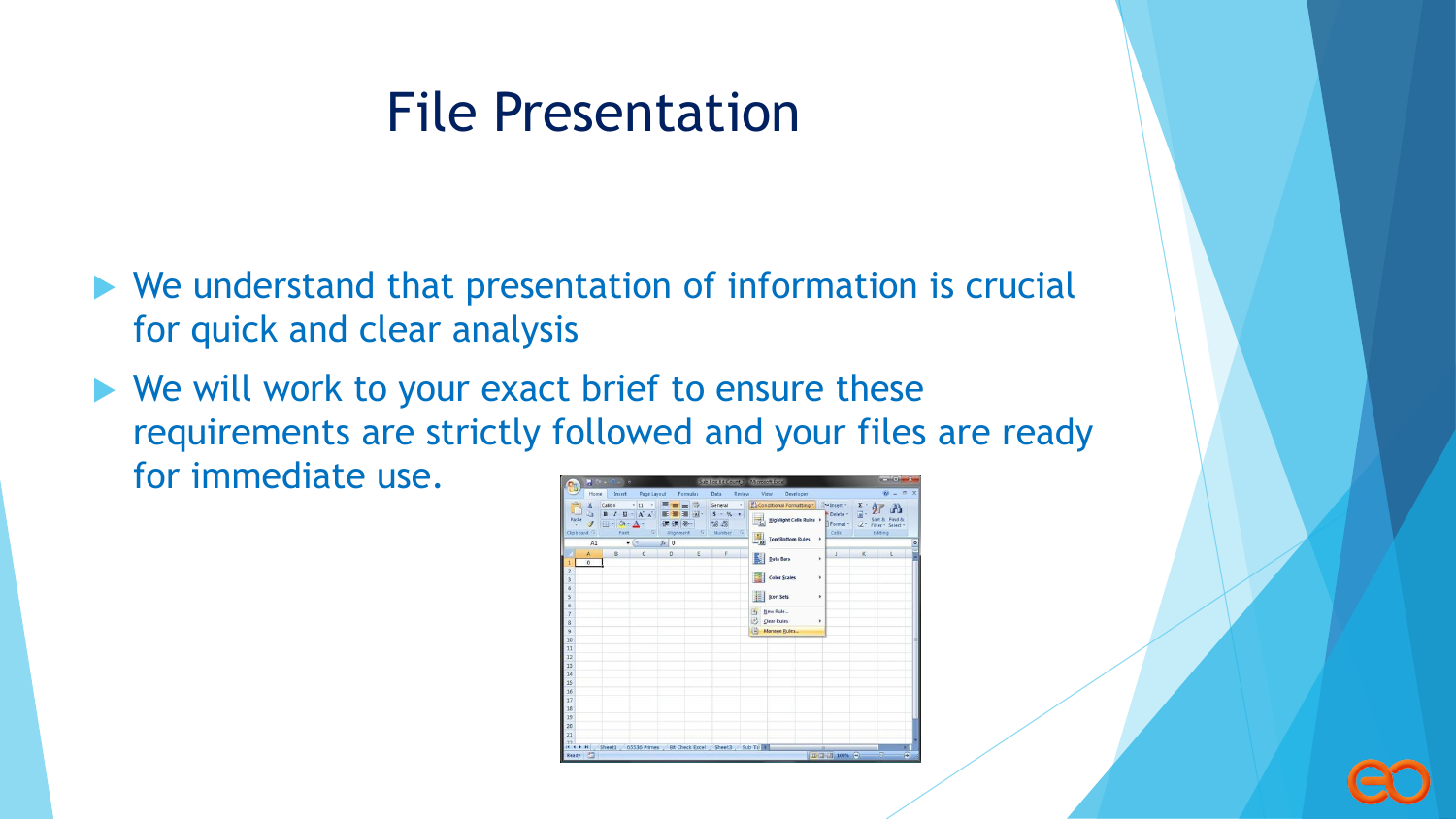# File Presentation

- We understand that presentation of information is crucial for quick and clear analysis
- We will work to your exact brief to ensure these requirements are strictly followed and your files are ready for immediate use.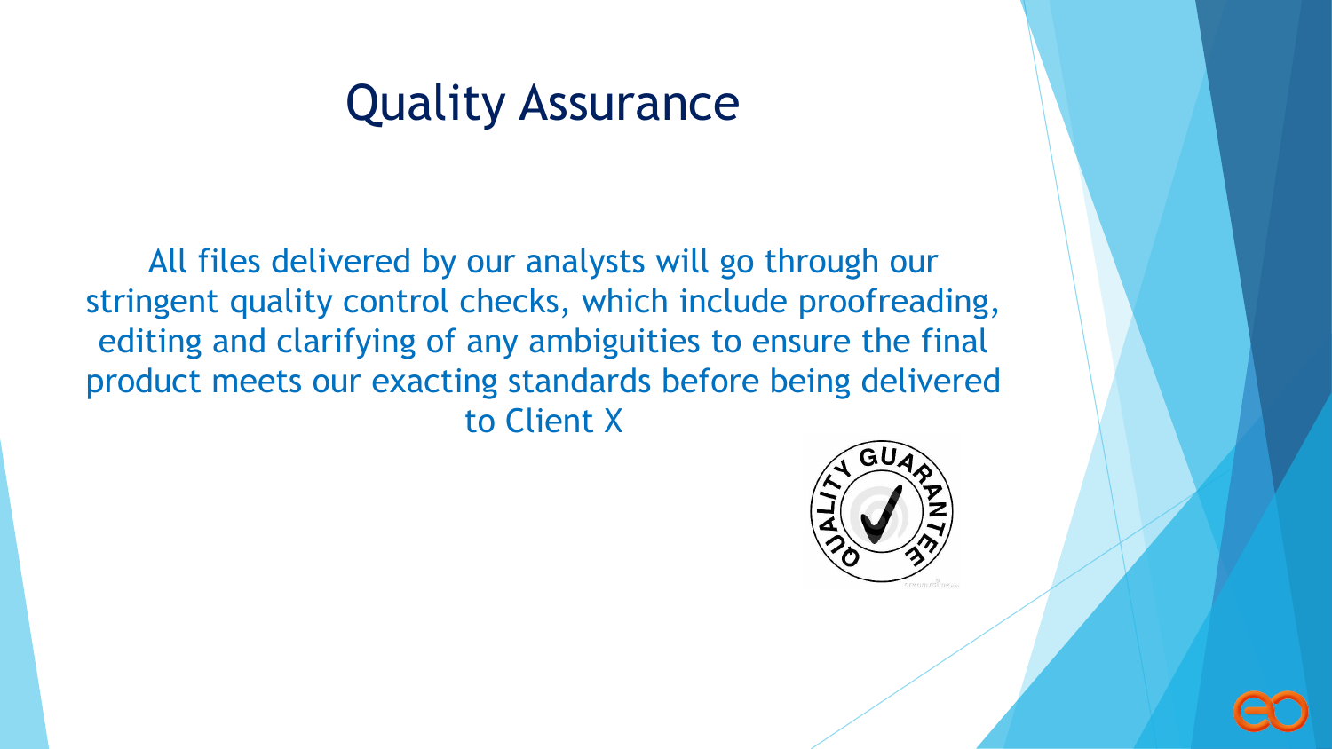# Quality Assurance

All files delivered by our analysts will go through our stringent quality control checks, which include proofreading, editing and clarifying of any ambiguities to ensure the final product meets our exacting standards before being delivered to Client X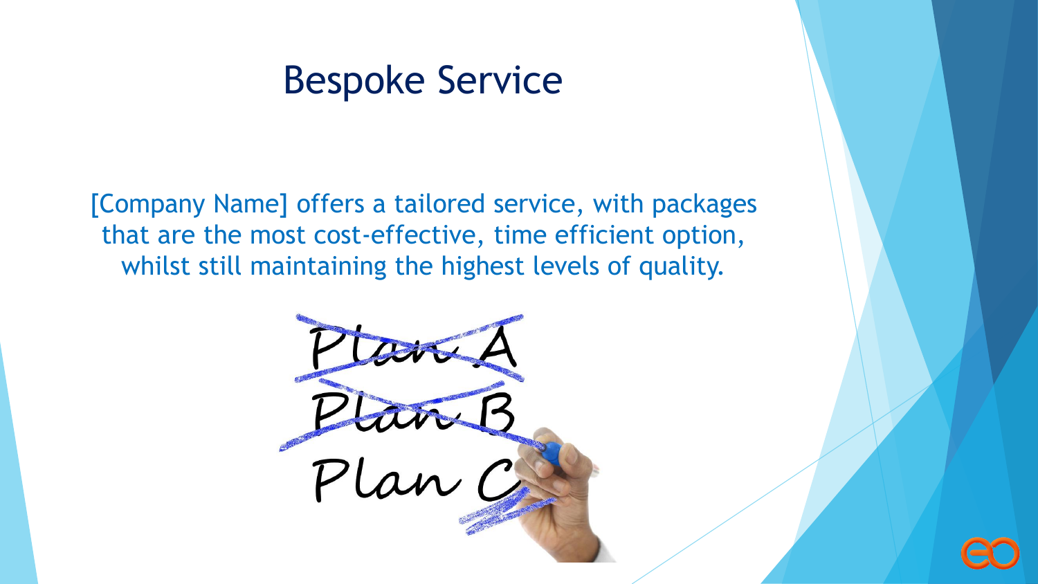# Bespoke Service

[Company Name] offers a tailored service, with packages that are the most cost-effective, time efficient option, whilst still maintaining the highest levels of quality.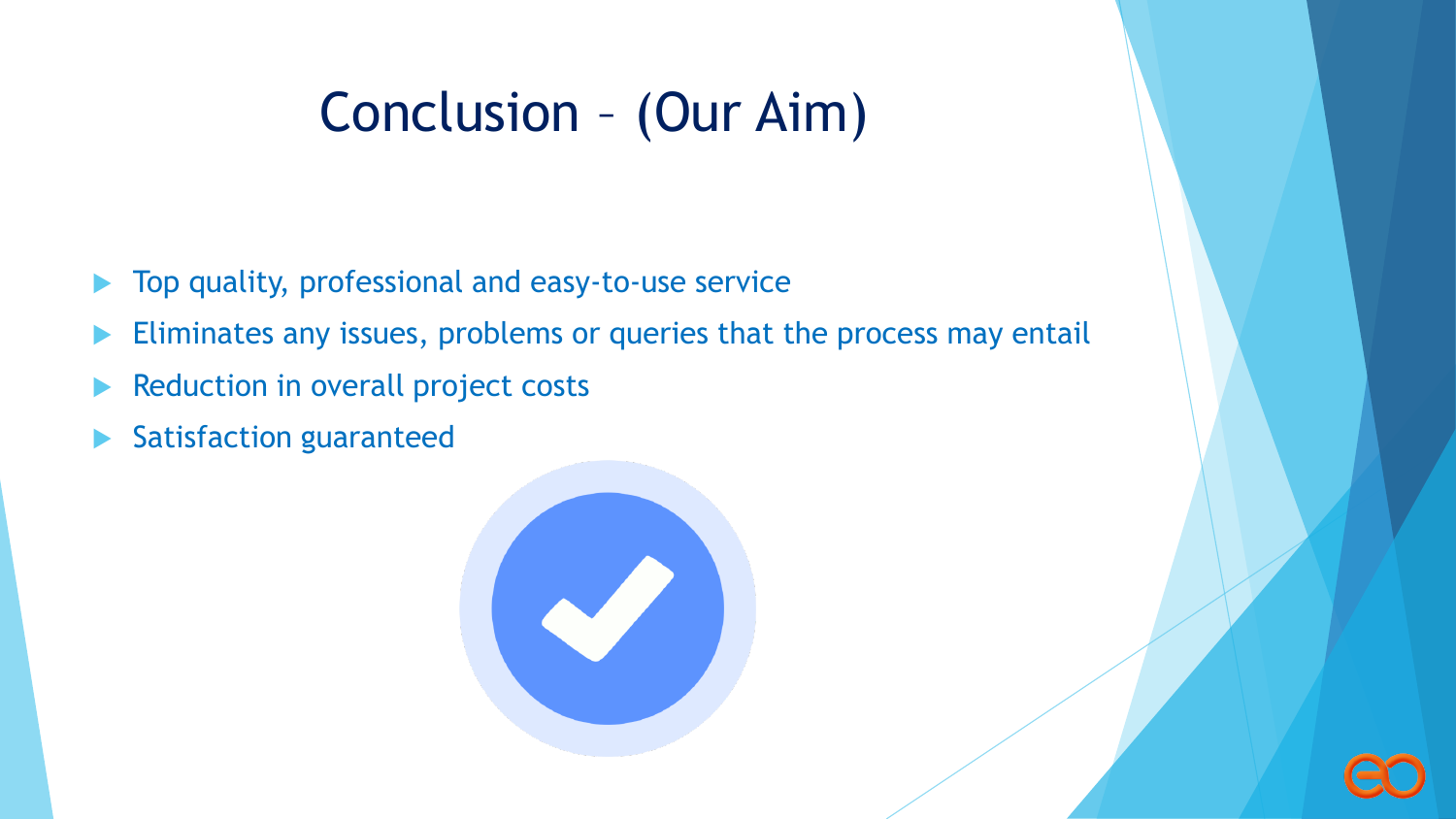# Conclusion – (Our Aim)

- Top quality, professional and easy-to-use service
- Eliminates any issues, problems or queries that the process may entail
- Reduction in overall project costs
- Satisfaction guaranteed